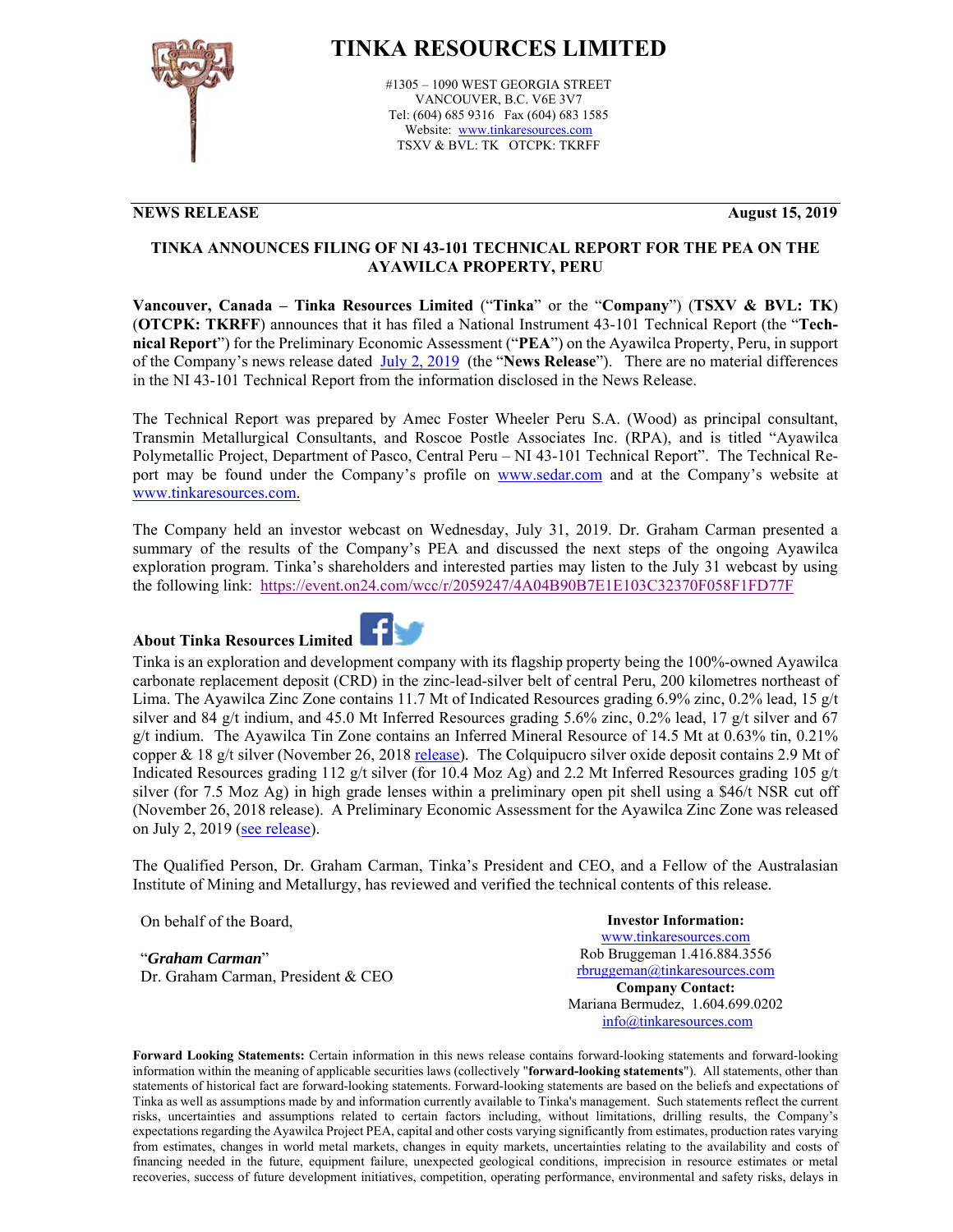# TINKA RESOURCES LIMITED

#1305 – 1090 WEST GEORGIA STREET
VANCOUVER, B.C. V6E 3V7
Tel: (604) 685 9316 Fax (604) 683 1585
Website: www.tinkaresources.com
TSXV & BVL: TK OTCPK: TKRFF

**NEWS RELEASE** **August 15, 2019**

## TINKA ANNOUNCES FILING OF NI 43-101 TECHNICAL REPORT FOR THE PEA ON THE AYAWILCA PROPERTY, PERU

**Vancouver, Canada – Tinka Resources Limited** ("**Tinka**" or the "**Company**") (**TSXV & BVL: TK**) (**OTCPK: TKRFF**) announces that it has filed a National Instrument 43-101 Technical Report (the "**Technical Report**") for the Preliminary Economic Assessment ("**PEA**") on the Ayawilca Property, Peru, in support of the Company's news release dated July 2, 2019 (the "**News Release**"). There are no material differences in the NI 43-101 Technical Report from the information disclosed in the News Release.

The Technical Report was prepared by Amec Foster Wheeler Peru S.A. (Wood) as principal consultant, Transmin Metallurgical Consultants, and Roscoe Postle Associates Inc. (RPA), and is titled "Ayawilca Polymetallic Project, Department of Pasco, Central Peru – NI 43-101 Technical Report". The Technical Report may be found under the Company's profile on www.sedar.com and at the Company's website at www.tinkaresources.com.

The Company held an investor webcast on Wednesday, July 31, 2019. Dr. Graham Carman presented a summary of the results of the Company's PEA and discussed the next steps of the ongoing Ayawilca exploration program. Tinka's shareholders and interested parties may listen to the July 31 webcast by using the following link: https://event.on24.com/wcc/r/2059247/4A04B90B7E1E103C32370F058F1FD77F

### About Tinka Resources Limited

Tinka is an exploration and development company with its flagship property being the 100%-owned Ayawilca carbonate replacement deposit (CRD) in the zinc-lead-silver belt of central Peru, 200 kilometres northeast of Lima. The Ayawilca Zinc Zone contains 11.7 Mt of Indicated Resources grading 6.9% zinc, 0.2% lead, 15 g/t silver and 84 g/t indium, and 45.0 Mt Inferred Resources grading 5.6% zinc, 0.2% lead, 17 g/t silver and 67 g/t indium. The Ayawilca Tin Zone contains an Inferred Mineral Resource of 14.5 Mt at 0.63% tin, 0.21% copper & 18 g/t silver (November 26, 2018 release). The Colquipucro silver oxide deposit contains 2.9 Mt of Indicated Resources grading 112 g/t silver (for 10.4 Moz Ag) and 2.2 Mt Inferred Resources grading 105 g/t silver (for 7.5 Moz Ag) in high grade lenses within a preliminary open pit shell using a $46/t NSR cut off (November 26, 2018 release). A Preliminary Economic Assessment for the Ayawilca Zinc Zone was released on July 2, 2019 (see release).

The Qualified Person, Dr. Graham Carman, Tinka's President and CEO, and a Fellow of the Australasian Institute of Mining and Metallurgy, has reviewed and verified the technical contents of this release.

On behalf of the Board,

"***Graham Carman***"
Dr. Graham Carman, President & CEO

**Investor Information:**
www.tinkaresources.com
Rob Bruggeman 1.416.884.3556
rbruggeman@tinkaresources.com
**Company Contact:**
Mariana Bermudez, 1.604.699.0202
info@tinkaresources.com

**Forward Looking Statements:** Certain information in this news release contains forward-looking statements and forward-looking information within the meaning of applicable securities laws (collectively "**forward-looking statements**"). All statements, other than statements of historical fact are forward-looking statements. Forward-looking statements are based on the beliefs and expectations of Tinka as well as assumptions made by and information currently available to Tinka's management. Such statements reflect the current risks, uncertainties and assumptions related to certain factors including, without limitations, drilling results, the Company's expectations regarding the Ayawilca Project PEA, capital and other costs varying significantly from estimates, production rates varying from estimates, changes in world metal markets, changes in equity markets, uncertainties relating to the availability and costs of financing needed in the future, equipment failure, unexpected geological conditions, imprecision in resource estimates or metal recoveries, success of future development initiatives, competition, operating performance, environmental and safety risks, delays in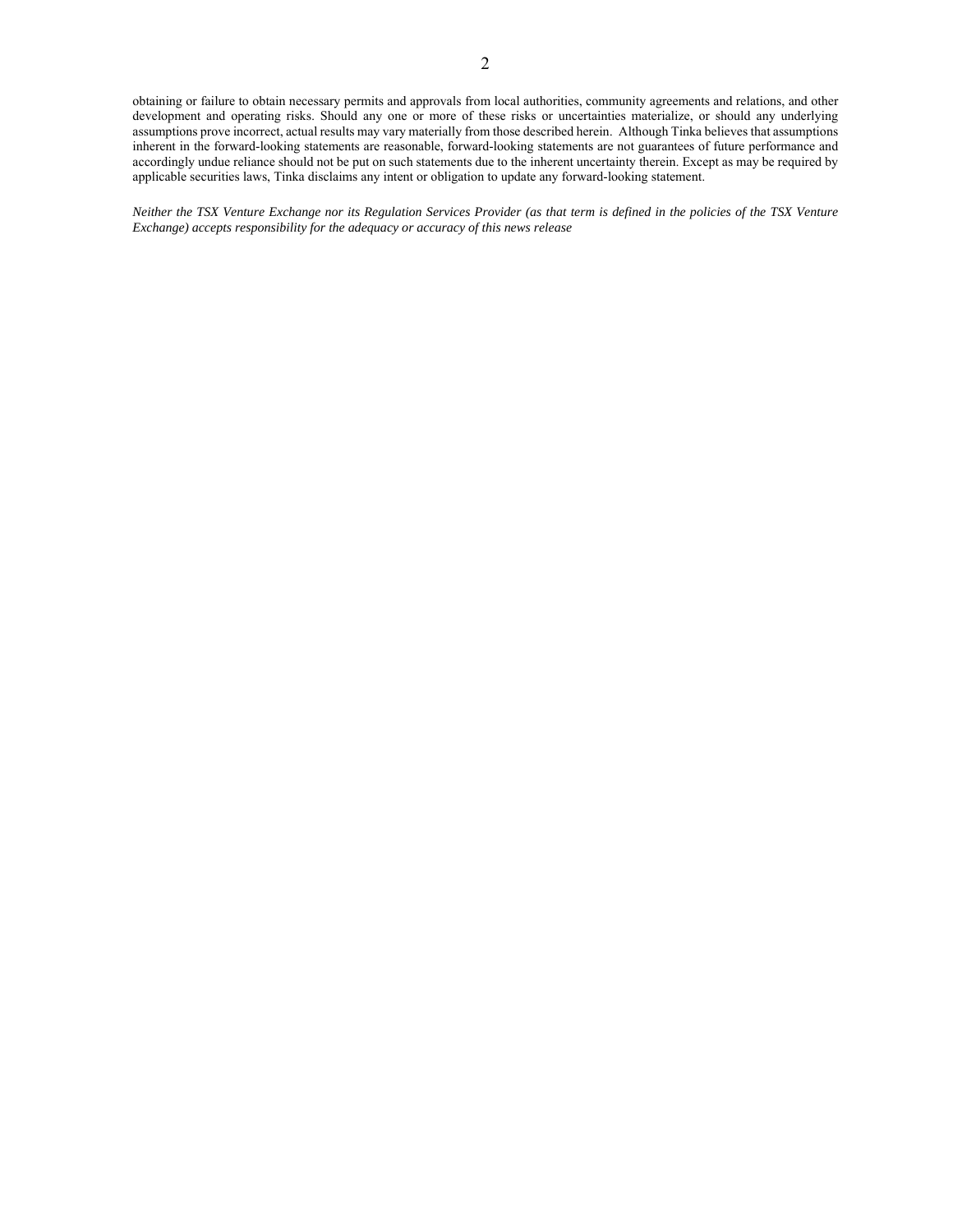obtaining or failure to obtain necessary permits and approvals from local authorities, community agreements and relations, and other development and operating risks. Should any one or more of these risks or uncertainties materialize, or should any underlying assumptions prove incorrect, actual results may vary materially from those described herein. Although Tinka believes that assumptions inherent in the forward-looking statements are reasonable, forward-looking statements are not guarantees of future performance and accordingly undue reliance should not be put on such statements due to the inherent uncertainty therein. Except as may be required by applicable securities laws, Tinka disclaims any intent or obligation to update any forward-looking statement.

*Neither the TSX Venture Exchange nor its Regulation Services Provider (as that term is defined in the policies of the TSX Venture Exchange) accepts responsibility for the adequacy or accuracy of this news release*